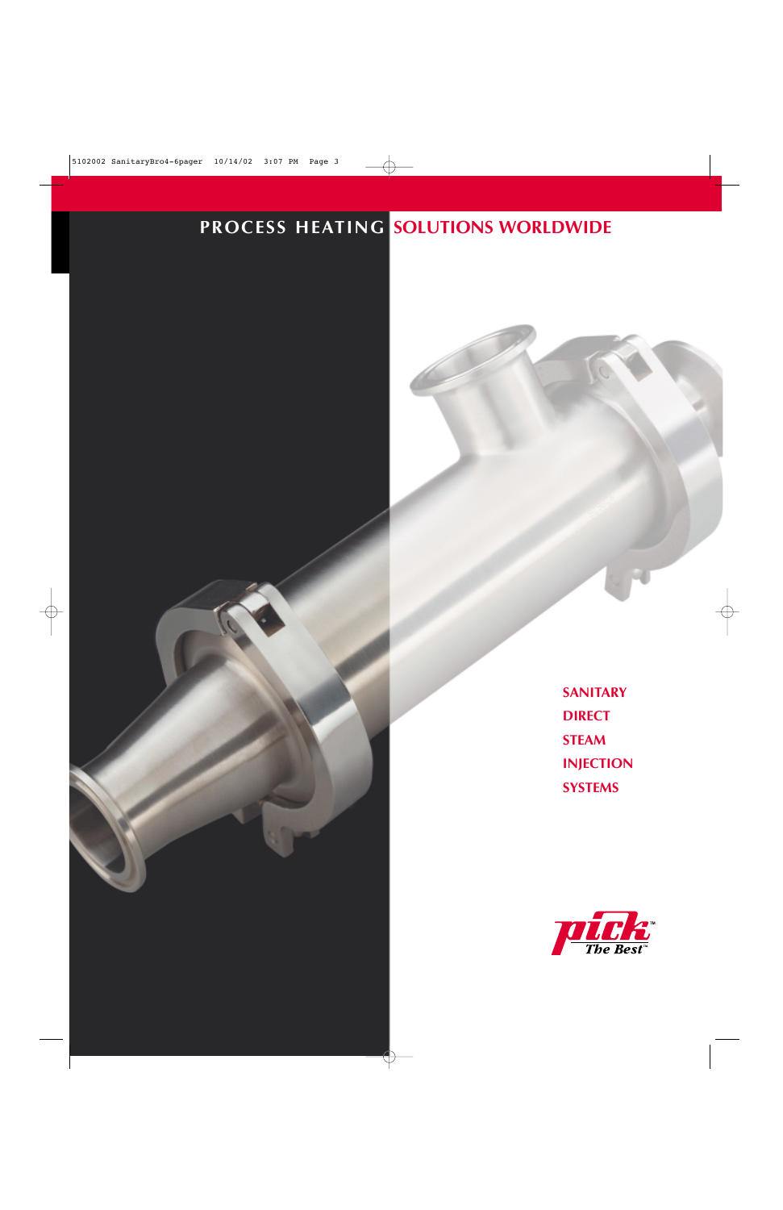# PROCESS HEATING SOLUTIONS WORLDWIDE

## SANITARY DIRECT STEAM INJECTION SYSTEMS

pick™ The Best™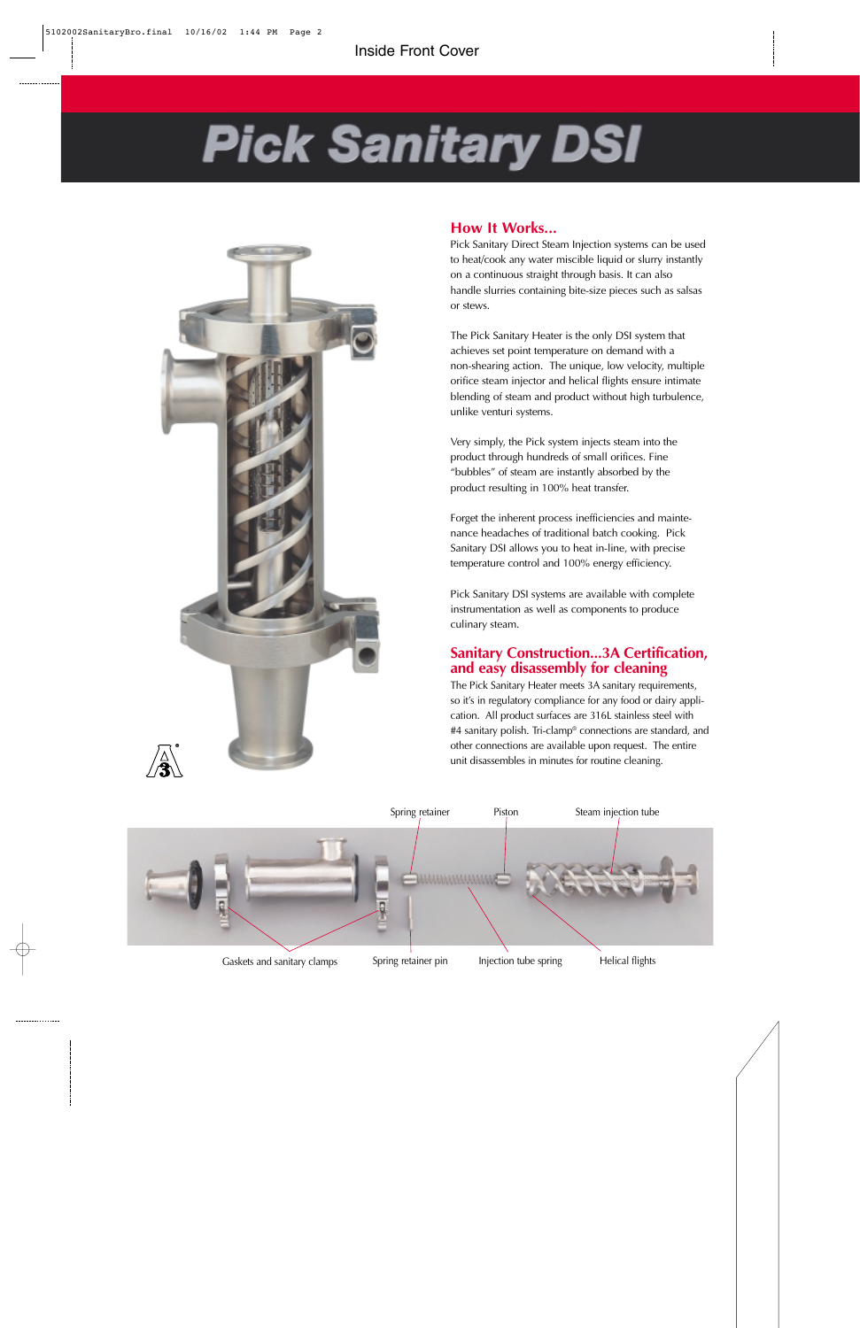# Pick Sanitary DSI

## How It Works...

Pick Sanitary Direct Steam Injection systems can be used to heat/cook any water miscible liquid or slurry instantly on a continuous straight through basis. It can also handle slurries containing bite-size pieces such as salsas or stews.

The Pick Sanitary Heater is the only DSI system that achieves set point temperature on demand with a non-shearing action. The unique, low velocity, multiple orifice steam injector and helical flights ensure intimate blending of steam and product without high turbulence, unlike venturi systems.

Very simply, the Pick system injects steam into the product through hundreds of small orifices. Fine "bubbles" of steam are instantly absorbed by the product resulting in 100% heat transfer.

Forget the inherent process inefficiencies and maintenance headaches of traditional batch cooking. Pick Sanitary DSI allows you to heat in-line, with precise temperature control and 100% energy efficiency.

Pick Sanitary DSI systems are available with complete instrumentation as well as components to produce culinary steam.

## Sanitary Construction...3A Certification, and easy disassembly for cleaning

The Pick Sanitary Heater meets 3A sanitary requirements, so it's in regulatory compliance for any food or dairy application. All product surfaces are 316L stainless steel with #4 sanitary polish. Tri-clamp® connections are standard, and other connections are available upon request. The entire unit disassembles in minutes for routine cleaning.

Spring retainer
Piston
Steam injection tube
Gaskets and sanitary clamps
Spring retainer pin
Injection tube spring
Helical flights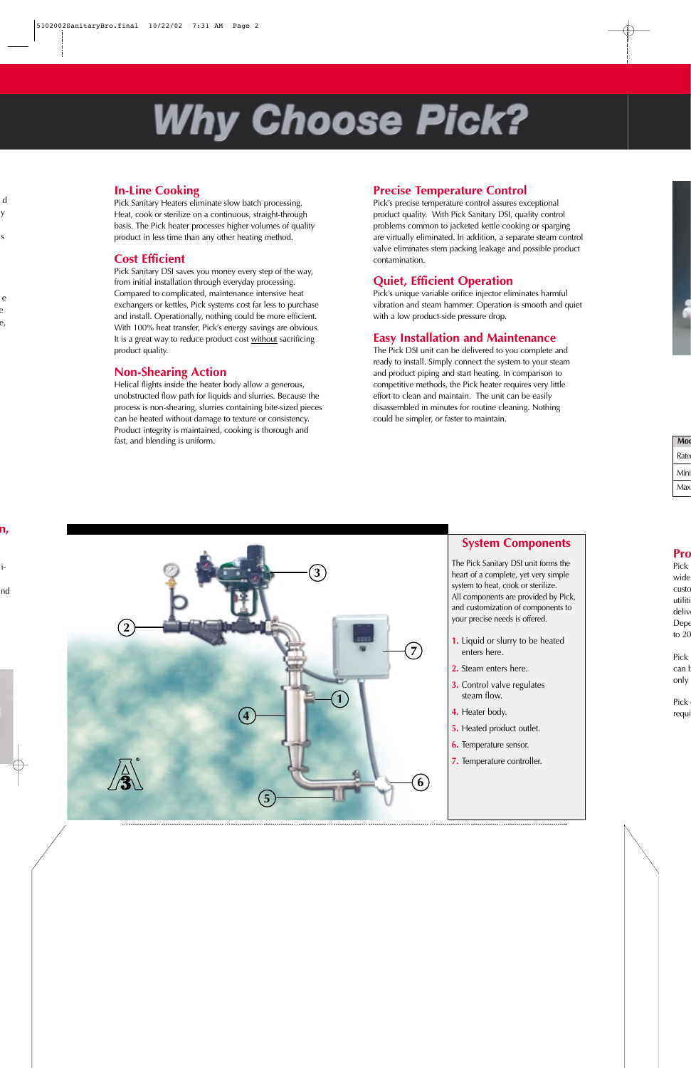# Why Choose Pick?

## In-Line Cooking

Pick Sanitary Heaters eliminate slow batch processing. Heat, cook or sterilize on a continuous, straight-through basis. The Pick heater processes higher volumes of quality product in less time than any other heating method.

## Cost Efficient

Pick Sanitary DSI saves you money every step of the way, from initial installation through everyday processing. Compared to complicated, maintenance intensive heat exchangers or kettles, Pick systems cost far less to purchase and install. Operationally, nothing could be more efficient. With 100% heat transfer, Pick's energy savings are obvious. It is a great way to reduce product cost without sacrificing product quality.

## Non-Shearing Action

Helical flights inside the heater body allow a generous, unobstructed flow path for liquids and slurries. Because the process is non-shearing, slurries containing bite-sized pieces can be heated without damage to texture or consistency. Product integrity is maintained, cooking is thorough and fast, and blending is uniform.

## Precise Temperature Control

Pick's precise temperature control assures exceptional product quality. With Pick Sanitary DSI, quality control problems common to jacketed kettle cooking or sparging are virtually eliminated. In addition, a separate steam control valve eliminates stem packing leakage and possible product contamination.

## Quiet, Efficient Operation

Pick's unique variable orifice injector eliminates harmful vibration and steam hammer. Operation is smooth and quiet with a low product-side pressure drop.

## Easy Installation and Maintenance

The Pick DSI unit can be delivered to you complete and ready to install. Simply connect the system to your steam and product piping and start heating. In comparison to competitive methods, the Pick heater requires very little effort to clean and maintain. The unit can be easily disassembled in minutes for routine cleaning. Nothing could be simpler, or faster to maintain.

## System Components

The Pick Sanitary DSI unit forms the heart of a complete, yet very simple system to heat, cook or sterilize. All components are provided by Pick, and customization of components to your precise needs is offered.

1. Liquid or slurry to be heated enters here.
2. Steam enters here.
3. Control valve regulates steam flow.
4. Heater body.
5. Heated product outlet.
6. Temperature sensor.
7. Temperature controller.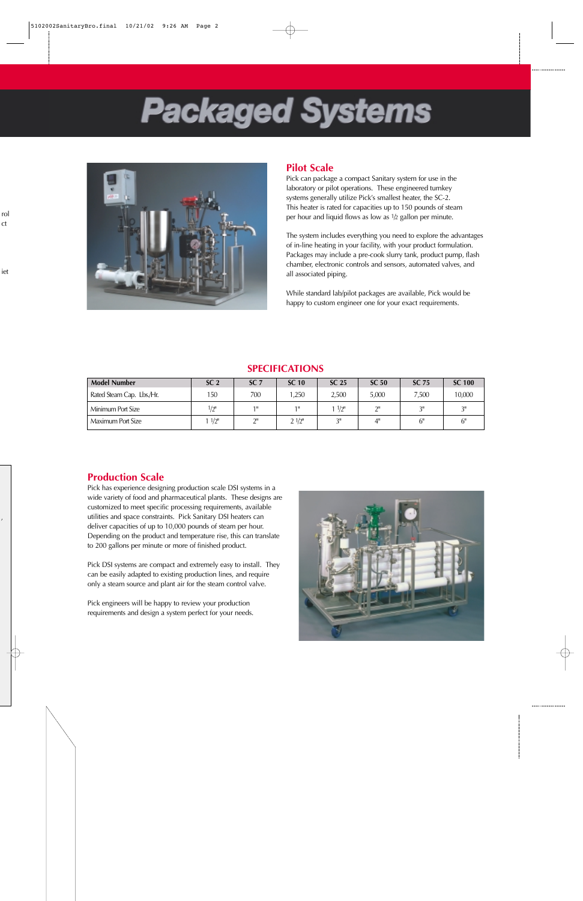# Packaged Systems

## Pilot Scale

Pick can package a compact Sanitary system for use in the laboratory or pilot operations. These engineered turnkey systems generally utilize Pick's smallest heater, the SC-2. This heater is rated for capacities up to 150 pounds of steam per hour and liquid flows as low as 1/2 gallon per minute.

The system includes everything you need to explore the advantages of in-line heating in your facility, with your product formulation. Packages may include a pre-cook slurry tank, product pump, flash chamber, electronic controls and sensors, automated valves, and all associated piping.

While standard lab/pilot packages are available, Pick would be happy to custom engineer one for your exact requirements.

## SPECIFICATIONS

| Model Number | SC 2 | SC 7 | SC 10 | SC 25 | SC 50 | SC 75 | SC 100 |
|---|---|---|---|---|---|---|---|
| Rated Steam Cap. Lbs./Hr. | 150 | 700 | 1,250 | 2,500 | 5,000 | 7,500 | 10,000 |
| Minimum Port Size | 1/2" | 1" | 1" | 1 1/2" | 2" | 3" | 3" |
| Maximum Port Size | 1 1/2" | 2" | 2 1/2" | 3" | 4" | 6" | 6" |

## Production Scale

Pick has experience designing production scale DSI systems in a wide variety of food and pharmaceutical plants. These designs are customized to meet specific processing requirements, available utilities and space constraints. Pick Sanitary DSI heaters can deliver capacities of up to 10,000 pounds of steam per hour. Depending on the product and temperature rise, this can translate to 200 gallons per minute or more of finished product.

Pick DSI systems are compact and extremely easy to install. They can be easily adapted to existing production lines, and require only a steam source and plant air for the steam control valve.

Pick engineers will be happy to review your production requirements and design a system perfect for your needs.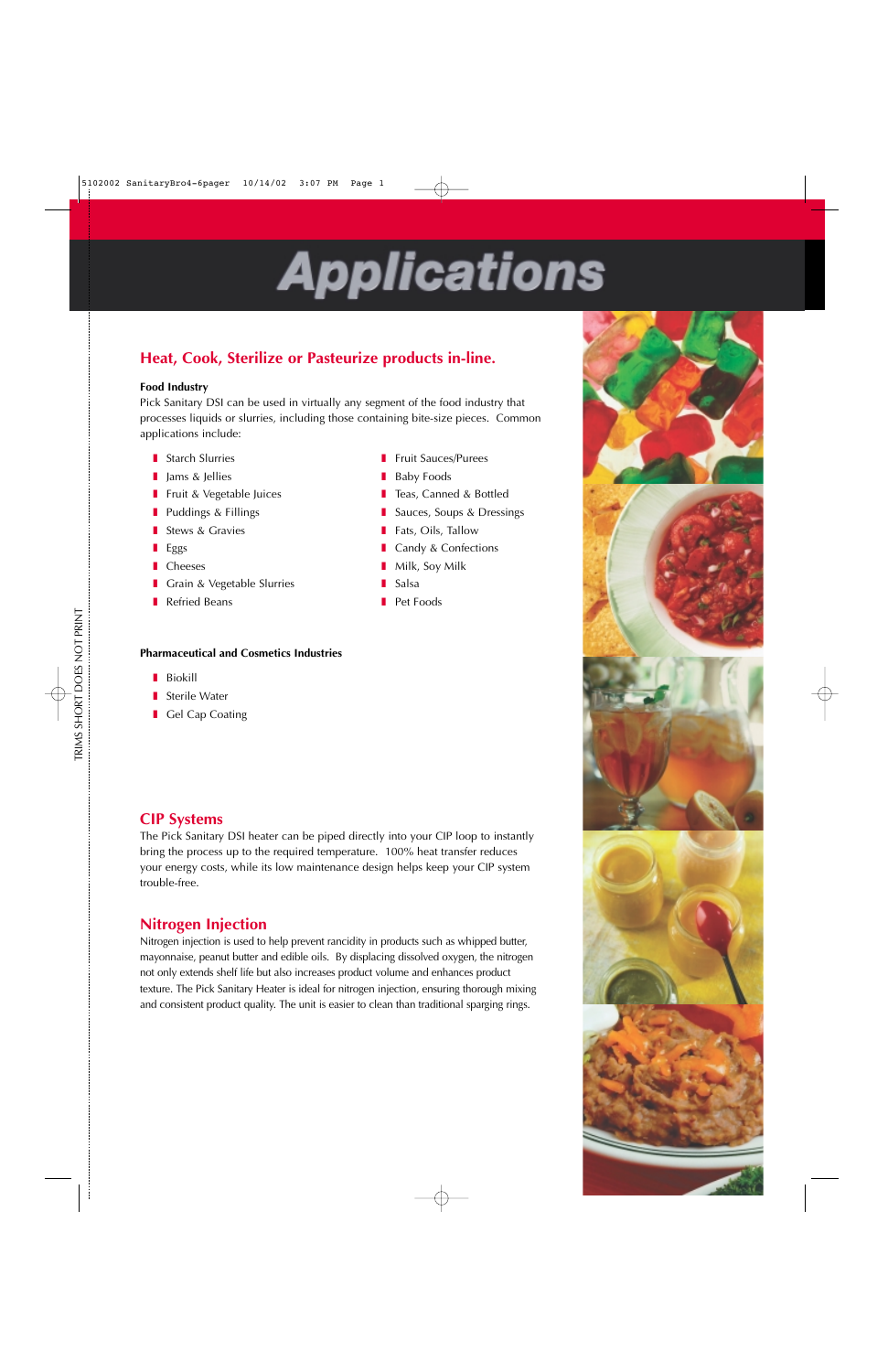# Applications

## Heat, Cook, Sterilize or Pasteurize products in-line.

**Food Industry**

Pick Sanitary DSI can be used in virtually any segment of the food industry that processes liquids or slurries, including those containing bite-size pieces. Common applications include:

- Starch Slurries
- Jams & Jellies
- Fruit & Vegetable Juices
- Puddings & Fillings
- Stews & Gravies
- Eggs
- Cheeses
- Grain & Vegetable Slurries
- Refried Beans
- Fruit Sauces/Purees
- Baby Foods
- Teas, Canned & Bottled
- Sauces, Soups & Dressings
- Fats, Oils, Tallow
- Candy & Confections
- Milk, Soy Milk
- Salsa
- Pet Foods

**Pharmaceutical and Cosmetics Industries**

- Biokill
- Sterile Water
- Gel Cap Coating

## CIP Systems

The Pick Sanitary DSI heater can be piped directly into your CIP loop to instantly bring the process up to the required temperature. 100% heat transfer reduces your energy costs, while its low maintenance design helps keep your CIP system trouble-free.

## Nitrogen Injection

Nitrogen injection is used to help prevent rancidity in products such as whipped butter, mayonnaise, peanut butter and edible oils. By displacing dissolved oxygen, the nitrogen not only extends shelf life but also increases product volume and enhances product texture. The Pick Sanitary Heater is ideal for nitrogen injection, ensuring thorough mixing and consistent product quality. The unit is easier to clean than traditional sparging rings.